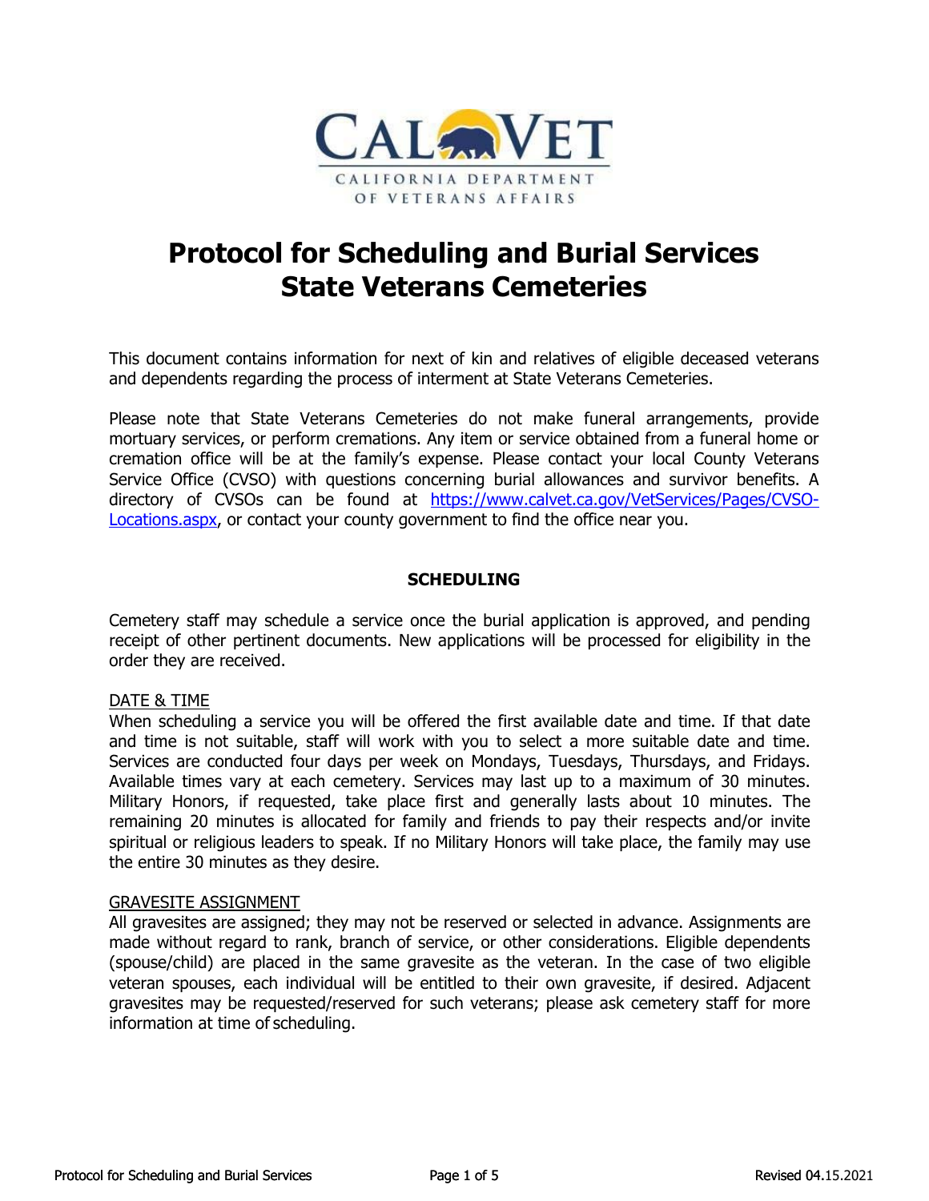CALVET

CALIFORNIA DEPARTMENT OF VETERANS AFFAIRS

# Protocol for Scheduling and Burial Services State Veterans Cemeteries

This document contains information for next of kin and relatives of eligible deceased veterans and dependents regarding the process of interment at State Veterans Cemeteries.

Please note that State Veterans Cemeteries do not make funeral arrangements, provide mortuary services, or perform cremations. Any item or service obtained from a funeral home or cremation office will be at the family's expense. Please contact your local County Veterans Service Office (CVSO) with questions concerning burial allowances and survivor benefits. A directory of CVSOs can be found at [https://www.calvet.ca.gov/VetServices/Pages/CVSO-Locations.aspx](https://www.calvet.ca.gov/VetServices/Pages/CVSO-Locations.aspx), or contact your county government to find the office near you.

## SCHEDULING

Cemetery staff may schedule a service once the burial application is approved, and pending receipt of other pertinent documents. New applications will be processed for eligibility in the order they are received.

### DATE & TIME

When scheduling a service you will be offered the first available date and time. If that date and time is not suitable, staff will work with you to select a more suitable date and time. Services are conducted four days per week on Mondays, Tuesdays, Thursdays, and Fridays. Available times vary at each cemetery. Services may last up to a maximum of 30 minutes. Military Honors, if requested, take place first and generally lasts about 10 minutes. The remaining 20 minutes is allocated for family and friends to pay their respects and/or invite spiritual or religious leaders to speak. If no Military Honors will take place, the family may use the entire 30 minutes as they desire.

### GRAVESITE ASSIGNMENT

All gravesites are assigned; they may not be reserved or selected in advance. Assignments are made without regard to rank, branch of service, or other considerations. Eligible dependents (spouse/child) are placed in the same gravesite as the veteran. In the case of two eligible veteran spouses, each individual will be entitled to their own gravesite, if desired. Adjacent gravesites may be requested/reserved for such veterans; please ask cemetery staff for more information at time of scheduling.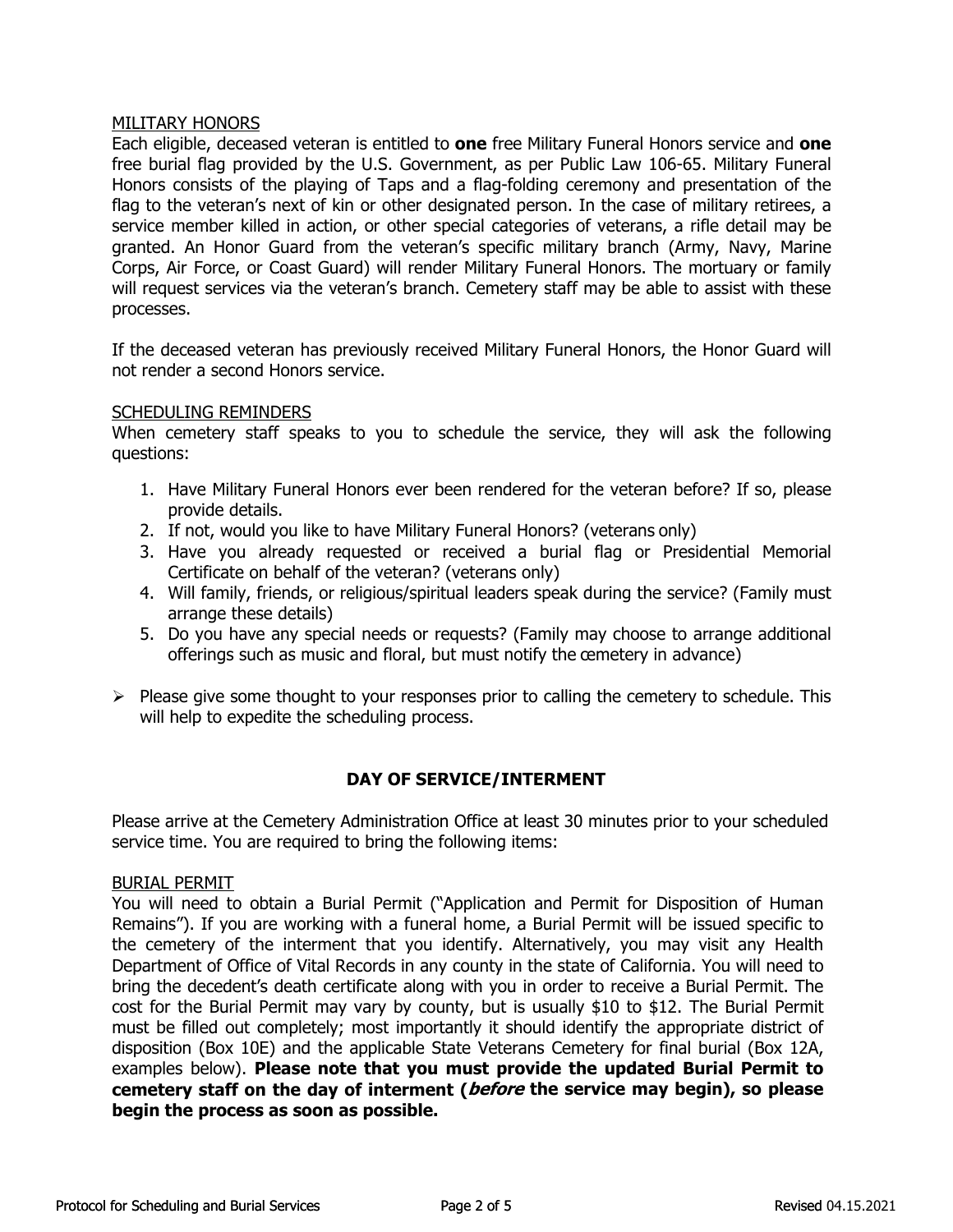MILITARY HONORS

Each eligible, deceased veteran is entitled to **one** free Military Funeral Honors service and **one** free burial flag provided by the U.S. Government, as per Public Law 106-65. Military Funeral Honors consists of the playing of Taps and a flag-folding ceremony and presentation of the flag to the veteran's next of kin or other designated person. In the case of military retirees, a service member killed in action, or other special categories of veterans, a rifle detail may be granted. An Honor Guard from the veteran's specific military branch (Army, Navy, Marine Corps, Air Force, or Coast Guard) will render Military Funeral Honors. The mortuary or family will request services via the veteran's branch. Cemetery staff may be able to assist with these processes.

If the deceased veteran has previously received Military Funeral Honors, the Honor Guard will not render a second Honors service.

SCHEDULING REMINDERS

When cemetery staff speaks to you to schedule the service, they will ask the following questions:

1. Have Military Funeral Honors ever been rendered for the veteran before? If so, please provide details.
2. If not, would you like to have Military Funeral Honors? (veterans only)
3. Have you already requested or received a burial flag or Presidential Memorial Certificate on behalf of the veteran? (veterans only)
4. Will family, friends, or religious/spiritual leaders speak during the service? (Family must arrange these details)
5. Do you have any special needs or requests? (Family may choose to arrange additional offerings such as music and floral, but must notify the cemetery in advance)

- Please give some thought to your responses prior to calling the cemetery to schedule. This will help to expedite the scheduling process.

## DAY OF SERVICE/INTERMENT

Please arrive at the Cemetery Administration Office at least 30 minutes prior to your scheduled service time. You are required to bring the following items:

BURIAL PERMIT

You will need to obtain a Burial Permit ("Application and Permit for Disposition of Human Remains"). If you are working with a funeral home, a Burial Permit will be issued specific to the cemetery of the interment that you identify. Alternatively, you may visit any Health Department of Office of Vital Records in any county in the state of California. You will need to bring the decedent's death certificate along with you in order to receive a Burial Permit. The cost for the Burial Permit may vary by county, but is usually $10 to $12. The Burial Permit must be filled out completely; most importantly it should identify the appropriate district of disposition (Box 10E) and the applicable State Veterans Cemetery for final burial (Box 12A, examples below). **Please note that you must provide the updated Burial Permit to cemetery staff on the day of interment (*before* the service may begin), so please begin the process as soon as possible.**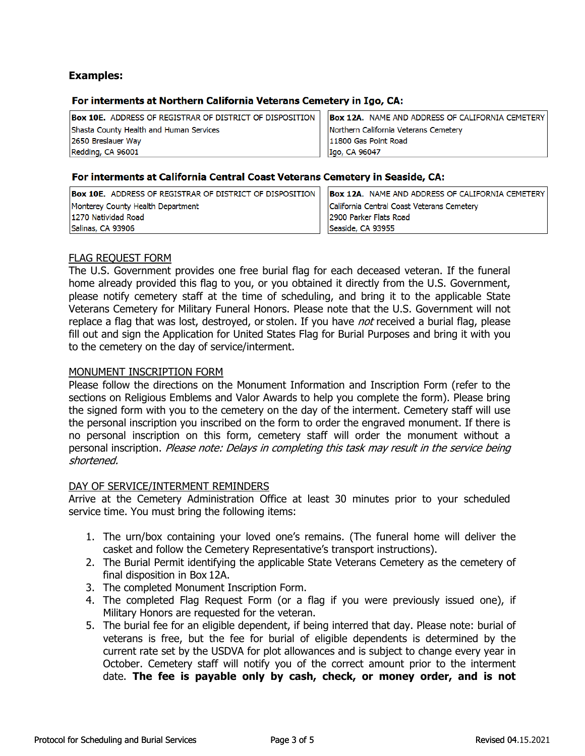**Examples:**

**For interments at Northern California Veterans Cemetery in Igo, CA:**

| **Box 10E.** ADDRESS OF REGISTRAR OF DISTRICT OF DISPOSITION | **Box 12A.** NAME AND ADDRESS OF CALIFORNIA CEMETERY |
|---|---|
| Shasta County Health and Human Services<br>2650 Breslauer Way<br>Redding, CA 96001 | Northern California Veterans Cemetery<br>11800 Gas Point Road<br>Igo, CA 96047 |

**For interments at California Central Coast Veterans Cemetery in Seaside, CA:**

| **Box 10E.** ADDRESS OF REGISTRAR OF DISTRICT OF DISPOSITION | **Box 12A.** NAME AND ADDRESS OF CALIFORNIA CEMETERY |
|---|---|
| Monterey County Health Department<br>1270 Natividad Road<br>Salinas, CA 93906 | California Central Coast Veterans Cemetery<br>2900 Parker Flats Road<br>Seaside, CA 93955 |

FLAG REQUEST FORM

The U.S. Government provides one free burial flag for each deceased veteran. If the funeral home already provided this flag to you, or you obtained it directly from the U.S. Government, please notify cemetery staff at the time of scheduling, and bring it to the applicable State Veterans Cemetery for Military Funeral Honors. Please note that the U.S. Government will not replace a flag that was lost, destroyed, or stolen. If you have *not* received a burial flag, please fill out and sign the Application for United States Flag for Burial Purposes and bring it with you to the cemetery on the day of service/interment.

MONUMENT INSCRIPTION FORM

Please follow the directions on the Monument Information and Inscription Form (refer to the sections on Religious Emblems and Valor Awards to help you complete the form). Please bring the signed form with you to the cemetery on the day of the interment. Cemetery staff will use the personal inscription you inscribed on the form to order the engraved monument. If there is no personal inscription on this form, cemetery staff will order the monument without a personal inscription. *Please note: Delays in completing this task may result in the service being shortened.*

DAY OF SERVICE/INTERMENT REMINDERS

Arrive at the Cemetery Administration Office at least 30 minutes prior to your scheduled service time. You must bring the following items:

1. The urn/box containing your loved one's remains. (The funeral home will deliver the casket and follow the Cemetery Representative's transport instructions).
2. The Burial Permit identifying the applicable State Veterans Cemetery as the cemetery of final disposition in Box 12A.
3. The completed Monument Inscription Form.
4. The completed Flag Request Form (or a flag if you were previously issued one), if Military Honors are requested for the veteran.
5. The burial fee for an eligible dependent, if being interred that day. Please note: burial of veterans is free, but the fee for burial of eligible dependents is determined by the current rate set by the USDVA for plot allowances and is subject to change every year in October. Cemetery staff will notify you of the correct amount prior to the interment date. **The fee is payable only by cash, check, or money order, and is not**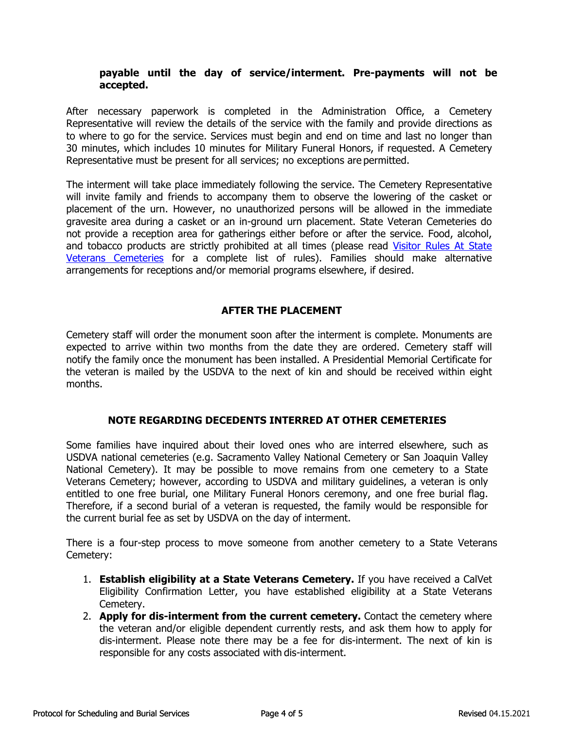**payable until the day of service/interment. Pre-payments will not be accepted.**

After necessary paperwork is completed in the Administration Office, a Cemetery Representative will review the details of the service with the family and provide directions as to where to go for the service. Services must begin and end on time and last no longer than 30 minutes, which includes 10 minutes for Military Funeral Honors, if requested. A Cemetery Representative must be present for all services; no exceptions are permitted.

The interment will take place immediately following the service. The Cemetery Representative will invite family and friends to accompany them to observe the lowering of the casket or placement of the urn. However, no unauthorized persons will be allowed in the immediate gravesite area during a casket or an in-ground urn placement. State Veteran Cemeteries do not provide a reception area for gatherings either before or after the service. Food, alcohol, and tobacco products are strictly prohibited at all times (please read Visitor Rules At State Veterans Cemeteries for a complete list of rules). Families should make alternative arrangements for receptions and/or memorial programs elsewhere, if desired.

## AFTER THE PLACEMENT

Cemetery staff will order the monument soon after the interment is complete. Monuments are expected to arrive within two months from the date they are ordered. Cemetery staff will notify the family once the monument has been installed. A Presidential Memorial Certificate for the veteran is mailed by the USDVA to the next of kin and should be received within eight months.

## NOTE REGARDING DECEDENTS INTERRED AT OTHER CEMETERIES

Some families have inquired about their loved ones who are interred elsewhere, such as USDVA national cemeteries (e.g. Sacramento Valley National Cemetery or San Joaquin Valley National Cemetery). It may be possible to move remains from one cemetery to a State Veterans Cemetery; however, according to USDVA and military guidelines, a veteran is only entitled to one free burial, one Military Funeral Honors ceremony, and one free burial flag. Therefore, if a second burial of a veteran is requested, the family would be responsible for the current burial fee as set by USDVA on the day of interment.

There is a four-step process to move someone from another cemetery to a State Veterans Cemetery:

1. **Establish eligibility at a State Veterans Cemetery.** If you have received a CalVet Eligibility Confirmation Letter, you have established eligibility at a State Veterans Cemetery.
2. **Apply for dis-interment from the current cemetery.** Contact the cemetery where the veteran and/or eligible dependent currently rests, and ask them how to apply for dis-interment. Please note there may be a fee for dis-interment. The next of kin is responsible for any costs associated with dis-interment.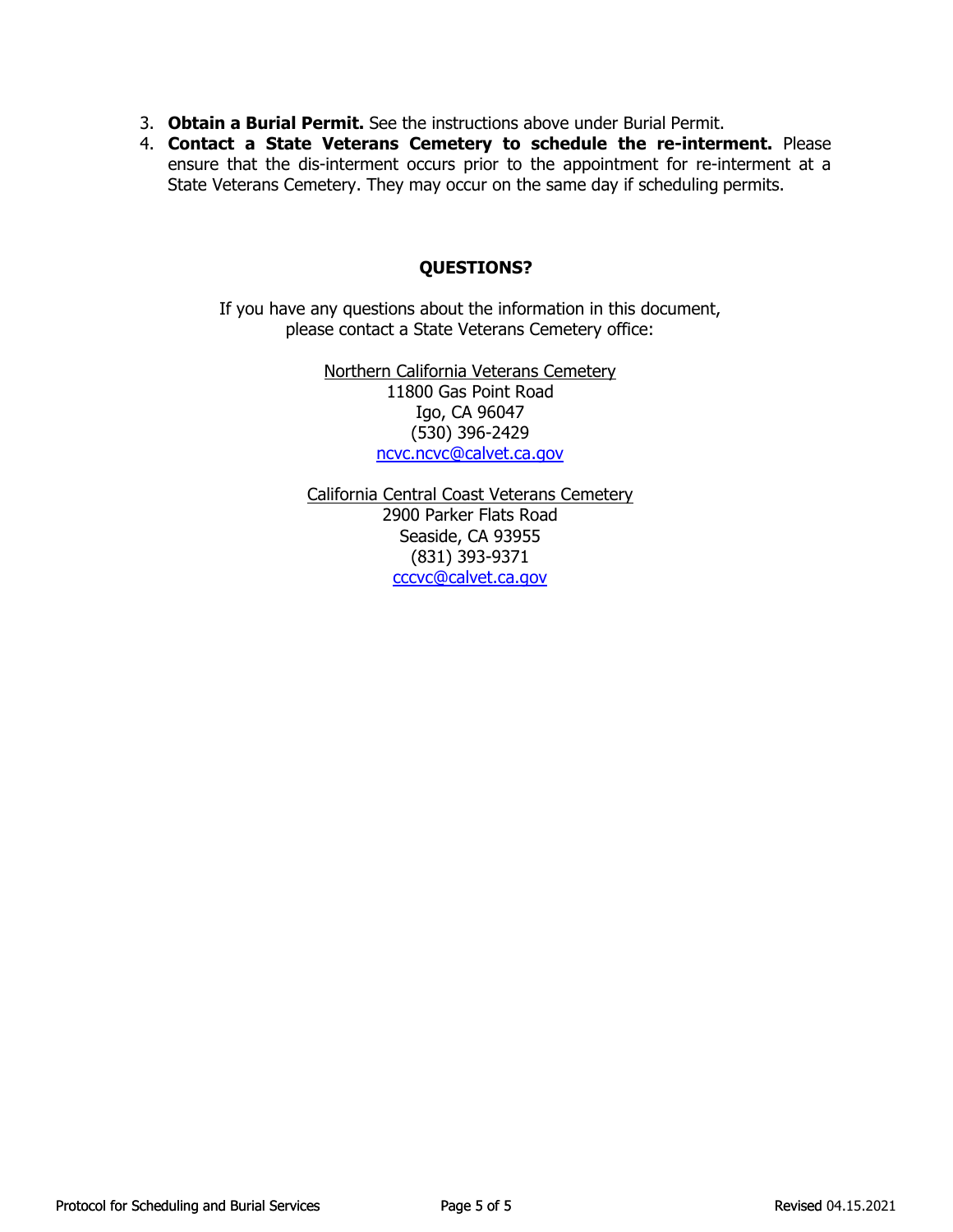3. **Obtain a Burial Permit.** See the instructions above under Burial Permit.
4. **Contact a State Veterans Cemetery to schedule the re-interment.** Please ensure that the dis-interment occurs prior to the appointment for re-interment at a State Veterans Cemetery. They may occur on the same day if scheduling permits.

## QUESTIONS?

If you have any questions about the information in this document, please contact a State Veterans Cemetery office:

Northern California Veterans Cemetery
11800 Gas Point Road
Igo, CA 96047
(530) 396-2429
ncvc.ncvc@calvet.ca.gov

California Central Coast Veterans Cemetery
2900 Parker Flats Road
Seaside, CA 93955
(831) 393-9371
cccvc@calvet.ca.gov